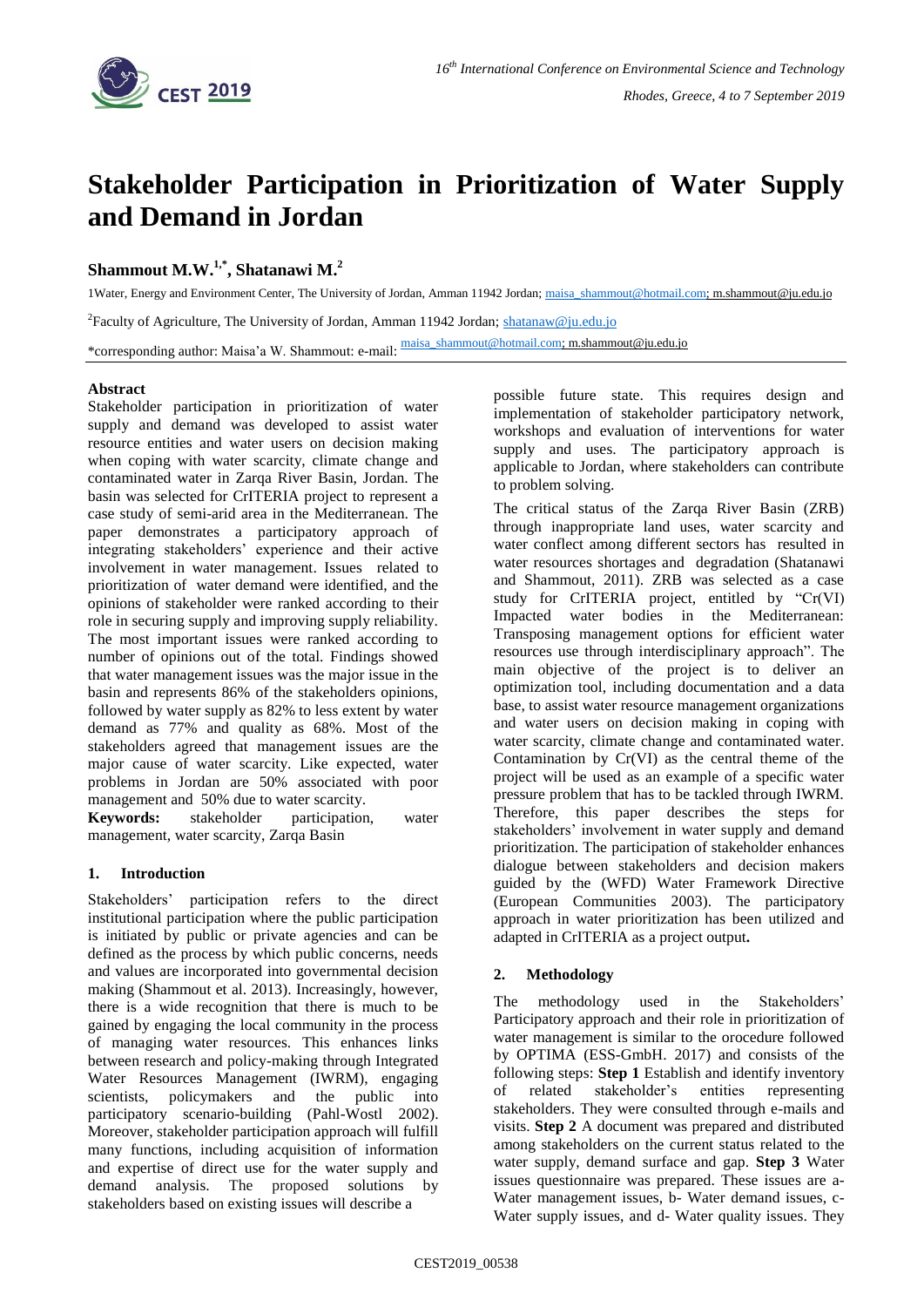# Stakeholder Participation in Prioritization of Water Supply and Demand in Jordan

**Shammout M.W.[1,*], Shatanawi M.[2]**

1Water, Energy and Environment Center, The University of Jordan, Amman 11942 Jordan; maisa_shammout@hotmail.com; m.shammout@ju.edu.jo

[2]Faculty of Agriculture, The University of Jordan, Amman 11942 Jordan; shatanaw@ju.edu.jo

*corresponding author: Maisa'a W. Shammout: e-mail: maisa_shammout@hotmail.com; m.shammout@ju.edu.jo

## Abstract

Stakeholder participation in prioritization of water supply and demand was developed to assist water resource entities and water users on decision making when coping with water scarcity, climate change and contaminated water in Zarqa River Basin, Jordan. The basin was selected for CrITERIA project to represent a case study of semi-arid area in the Mediterranean. The paper demonstrates a participatory approach of integrating stakeholders' experience and their active involvement in water management. Issues related to prioritization of water demand were identified, and the opinions of stakeholder were ranked according to their role in securing supply and improving supply reliability. The most important issues were ranked according to number of opinions out of the total. Findings showed that water management issues was the major issue in the basin and represents 86% of the stakeholders opinions, followed by water supply as 82% to less extent by water demand as 77% and quality as 68%. Most of the stakeholders agreed that management issues are the major cause of water scarcity. Like expected, water problems in Jordan are 50% associated with poor management and 50% due to water scarcity.

**Keywords:** stakeholder participation, water management, water scarcity, Zarqa Basin

## 1. Introduction

Stakeholders' participation refers to the direct institutional participation where the public participation is initiated by public or private agencies and can be defined as the process by which public concerns, needs and values are incorporated into governmental decision making (Shammout et al. 2013). Increasingly, however, there is a wide recognition that there is much to be gained by engaging the local community in the process of managing water resources. This enhances links between research and policy-making through Integrated Water Resources Management (IWRM), engaging scientists, policymakers and the public into participatory scenario-building (Pahl-Wostl 2002). Moreover, stakeholder participation approach will fulfill many functions, including acquisition of information and expertise of direct use for the water supply and demand analysis. The proposed solutions by stakeholders based on existing issues will describe a possible future state. This requires design and implementation of stakeholder participatory network, workshops and evaluation of interventions for water supply and uses. The participatory approach is applicable to Jordan, where stakeholders can contribute to problem solving.

The critical status of the Zarqa River Basin (ZRB) through inappropriate land uses, water scarcity and water conflict among different sectors has resulted in water resources shortages and degradation (Shatanawi and Shammout, 2011). ZRB was selected as a case study for CrITERIA project, entitled by "Cr(VI) Impacted water bodies in the Mediterranean: Transposing management options for efficient water resources use through interdisciplinary approach". The main objective of the project is to deliver an optimization tool, including documentation and a data base, to assist water resource management organizations and water users on decision making in coping with water scarcity, climate change and contaminated water. Contamination by Cr(VI) as the central theme of the project will be used as an example of a specific water pressure problem that has to be tackled through IWRM. Therefore, this paper describes the steps for stakeholders' involvement in water supply and demand prioritization. The participation of stakeholder enhances dialogue between stakeholders and decision makers guided by the (WFD) Water Framework Directive (European Communities 2003). The participatory approach in water prioritization has been utilized and adapted in CrITERIA as a project output**.**

## 2. Methodology

The methodology used in the Stakeholders' Participatory approach and their role in prioritization of water management is similar to the orocedure followed by OPTIMA (ESS-GmbH. 2017) and consists of the following steps: **Step 1** Establish and identify inventory of related stakeholder's entities representing stakeholders. They were consulted through e-mails and visits. **Step 2** A document was prepared and distributed among stakeholders on the current status related to the water supply, demand surface and gap. **Step 3** Water issues questionnaire was prepared. These issues are a- Water management issues, b- Water demand issues, c- Water supply issues, and d- Water quality issues. They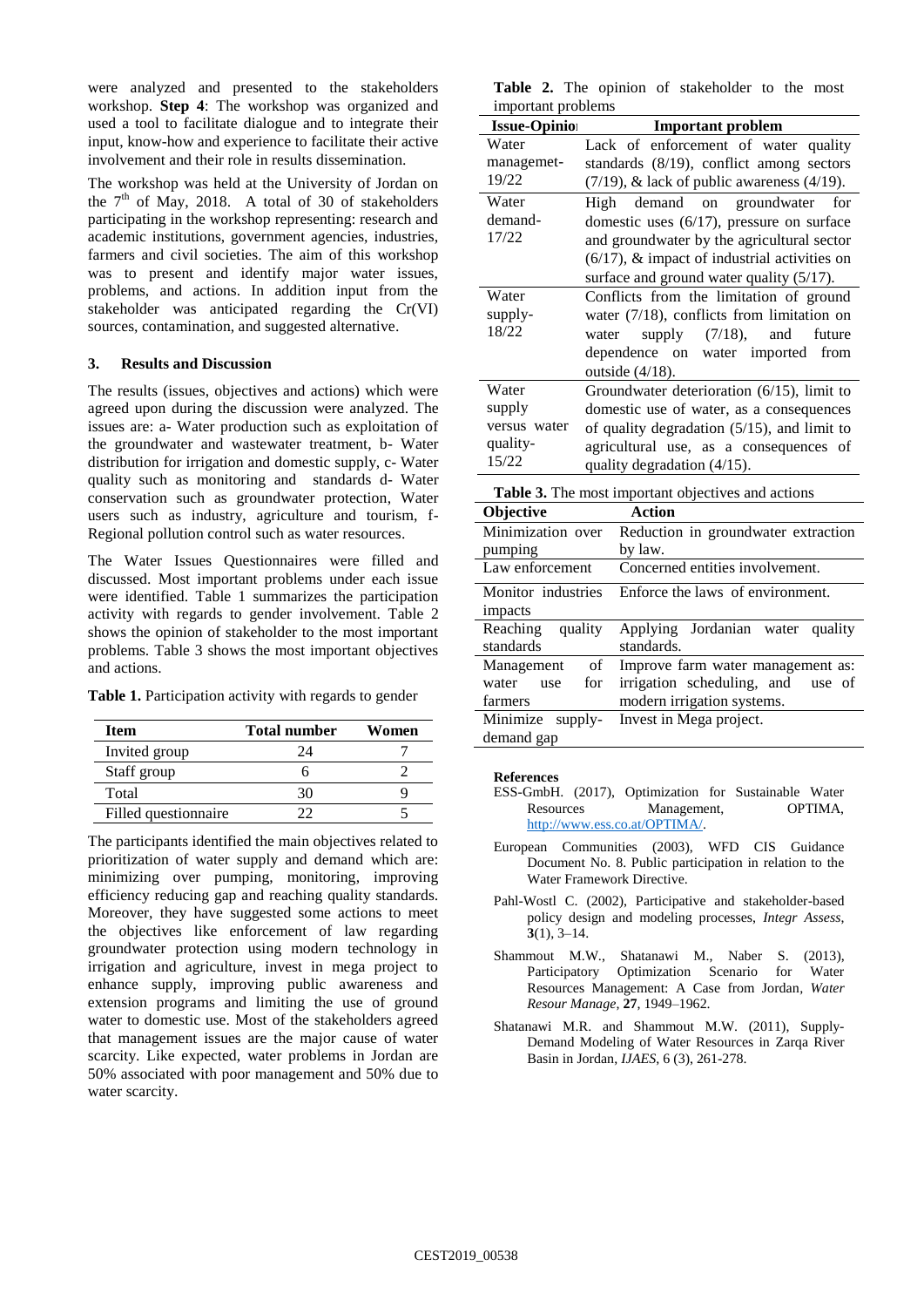were analyzed and presented to the stakeholders workshop. **Step 4**: The workshop was organized and used a tool to facilitate dialogue and to integrate their input, know-how and experience to facilitate their active involvement and their role in results dissemination.

The workshop was held at the University of Jordan on the 7th of May, 2018. A total of 30 of stakeholders participating in the workshop representing: research and academic institutions, government agencies, industries, farmers and civil societies. The aim of this workshop was to present and identify major water issues, problems, and actions. In addition input from the stakeholder was anticipated regarding the Cr(VI) sources, contamination, and suggested alternative.

## 3. Results and Discussion

The results (issues, objectives and actions) which were agreed upon during the discussion were analyzed. The issues are: a- Water production such as exploitation of the groundwater and wastewater treatment, b- Water distribution for irrigation and domestic supply, c- Water quality such as monitoring and standards d- Water conservation such as groundwater protection, Water users such as industry, agriculture and tourism, f- Regional pollution control such as water resources.

The Water Issues Questionnaires were filled and discussed. Most important problems under each issue were identified. Table 1 summarizes the participation activity with regards to gender involvement. Table 2 shows the opinion of stakeholder to the most important problems. Table 3 shows the most important objectives and actions.

**Table 1.** Participation activity with regards to gender

| Item | Total number | Women |
|---|---|---|
| Invited group | 24 | 7 |
| Staff group | 6 | 2 |
| Total | 30 | 9 |
| Filled questionnaire | 22 | 5 |

The participants identified the main objectives related to prioritization of water supply and demand which are: minimizing over pumping, monitoring, improving efficiency reducing gap and reaching quality standards. Moreover, they have suggested some actions to meet the objectives like enforcement of law regarding groundwater protection using modern technology in irrigation and agriculture, invest in mega project to enhance supply, improving public awareness and extension programs and limiting the use of ground water to domestic use. Most of the stakeholders agreed that management issues are the major cause of water scarcity. Like expected, water problems in Jordan are 50% associated with poor management and 50% due to water scarcity.

**Table 2.** The opinion of stakeholder to the most important problems

| Issue-Opinion | Important problem |
|---|---|
| Water managemet-19/22 | Lack of enforcement of water quality standards (8/19), conflict among sectors (7/19), & lack of public awareness (4/19). |
| Water demand-17/22 | High demand on groundwater for domestic uses (6/17), pressure on surface and groundwater by the agricultural sector (6/17), & impact of industrial activities on surface and ground water quality (5/17). |
| Water supply-18/22 | Conflicts from the limitation of ground water (7/18), conflicts from limitation on water supply (7/18), and future dependence on water imported from outside (4/18). |
| Water supply versus water quality-15/22 | Groundwater deterioration (6/15), limit to domestic use of water, as a consequences of quality degradation (5/15), and limit to agricultural use, as a consequences of quality degradation (4/15). |

**Table 3.** The most important objectives and actions

| Objective | Action |
|---|---|
| Minimization over pumping | Reduction in groundwater extraction by law. |
| Law enforcement | Concerned entities involvement. |
| Monitor industries impacts | Enforce the laws of environment. |
| Reaching quality standards | Applying Jordanian water quality standards. |
| Management of water use for farmers | Improve farm water management as: irrigation scheduling, and use of modern irrigation systems. |
| Minimize supply-demand gap | Invest in Mega project. |

### References

ESS-GmbH. (2017), Optimization for Sustainable Water Resources Management, OPTIMA, http://www.ess.co.at/OPTIMA/.

European Communities (2003), WFD CIS Guidance Document No. 8. Public participation in relation to the Water Framework Directive.

Pahl-Wostl C. (2002), Participative and stakeholder-based policy design and modeling processes, *Integr Assess*, **3**(1), 3–14.

Shammout M.W., Shatanawi M., Naber S. (2013), Participatory Optimization Scenario for Water Resources Management: A Case from Jordan, *Water Resour Manage*, **27**, 1949–1962.

Shatanawi M.R. and Shammout M.W. (2011), Supply-Demand Modeling of Water Resources in Zarqa River Basin in Jordan, *IJAES*, 6 (3), 261-278.